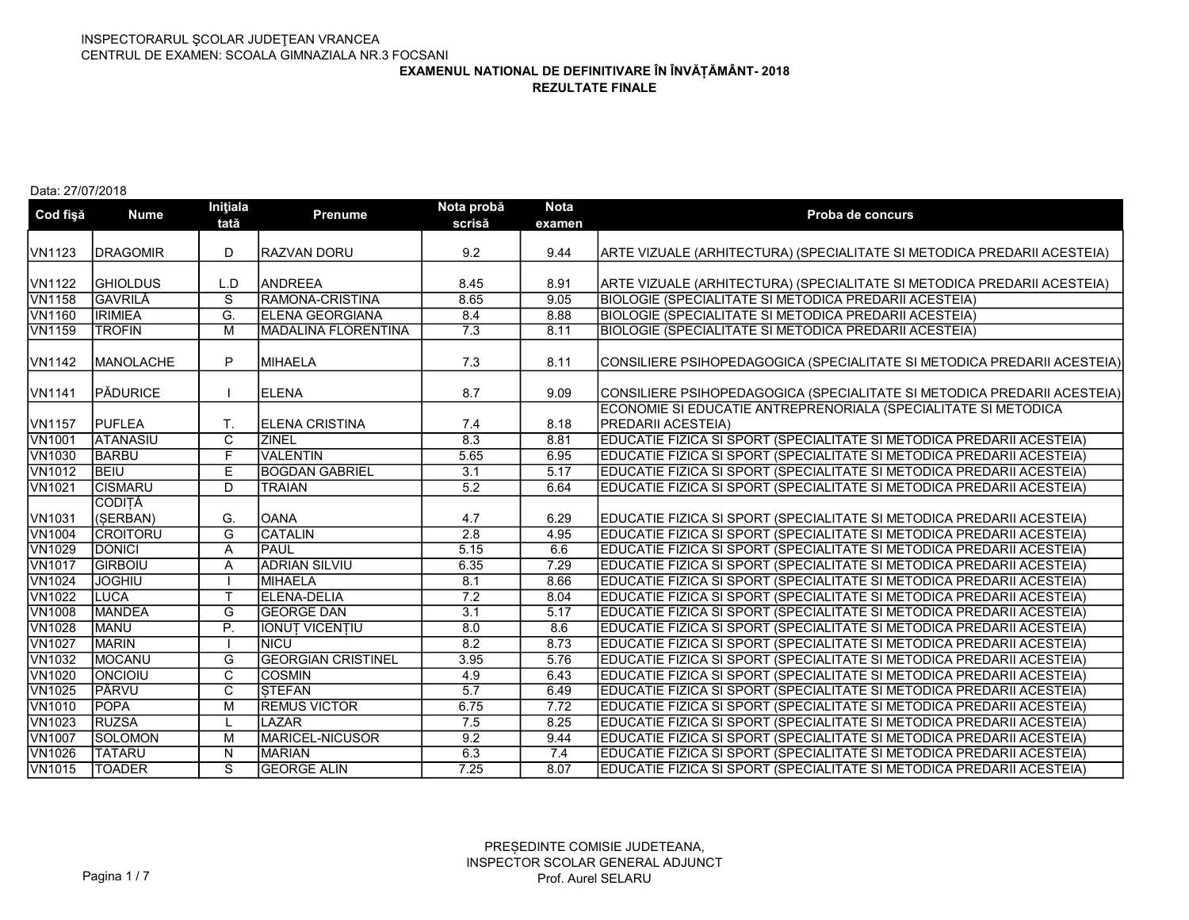INSPECTORARUL ŞCOLAR JUDEŢEAN VRANCEA
CENTRUL DE EXAMEN: SCOALA GIMNAZIALA NR.3 FOCSANI

**EXAMENUL NATIONAL DE DEFINITIVARE ÎN ÎNVĂŢĂMÂNT- 2018**
**REZULTATE FINALE**

Data: 27/07/2018

| Cod fişă | Nume | Iniţiala tată | Prenume | Nota probă scrisă | Nota examen | Proba de concurs |
|---|---|---|---|---|---|---|
| VN1123 | DRAGOMIR | D | RAZVAN DORU | 9.2 | 9.44 | ARTE VIZUALE (ARHITECTURA) (SPECIALITATE SI METODICA PREDARII ACESTEIA) |
| VN1122 | GHIOLDUS | L.D | ANDREEA | 8.45 | 8.91 | ARTE VIZUALE (ARHITECTURA) (SPECIALITATE SI METODICA PREDARII ACESTEIA) |
| VN1158 | GAVRILĂ | S | RAMONA-CRISTINA | 8.65 | 9.05 | BIOLOGIE (SPECIALITATE SI METODICA PREDARII ACESTEIA) |
| VN1160 | IRIMIEA | G. | ELENA GEORGIANA | 8.4 | 8.88 | BIOLOGIE (SPECIALITATE SI METODICA PREDARII ACESTEIA) |
| VN1159 | TROFIN | M | MADALINA FLORENTINA | 7.3 | 8.11 | BIOLOGIE (SPECIALITATE SI METODICA PREDARII ACESTEIA) |
| VN1142 | MANOLACHE | P | MIHAELA | 7.3 | 8.11 | CONSILIERE PSIHOPEDAGOGICA (SPECIALITATE SI METODICA PREDARII ACESTEIA) |
| VN1141 | PĂDURICE | I | ELENA | 8.7 | 9.09 | CONSILIERE PSIHOPEDAGOGICA (SPECIALITATE SI METODICA PREDARII ACESTEIA) |
| VN1157 | PUFLEA | T. | ELENA CRISTINA | 7.4 | 8.18 | ECONOMIE SI EDUCATIE ANTREPRENORIALA (SPECIALITATE SI METODICA PREDARII ACESTEIA) |
| VN1001 | ATANASIU | C | ZINEL | 8.3 | 8.81 | EDUCATIE FIZICA SI SPORT (SPECIALITATE SI METODICA PREDARII ACESTEIA) |
| VN1030 | BARBU | F | VALENTIN | 5.65 | 6.95 | EDUCATIE FIZICA SI SPORT (SPECIALITATE SI METODICA PREDARII ACESTEIA) |
| VN1012 | BEIU | E | BOGDAN GABRIEL | 3.1 | 5.17 | EDUCATIE FIZICA SI SPORT (SPECIALITATE SI METODICA PREDARII ACESTEIA) |
| VN1021 | CISMARU | D | TRAIAN | 5.2 | 6.64 | EDUCATIE FIZICA SI SPORT (SPECIALITATE SI METODICA PREDARII ACESTEIA) |
| VN1031 | CODIȚĂ (ȘERBAN) | G. | OANA | 4.7 | 6.29 | EDUCATIE FIZICA SI SPORT (SPECIALITATE SI METODICA PREDARII ACESTEIA) |
| VN1004 | CROITORU | G | CATALIN | 2.8 | 4.95 | EDUCATIE FIZICA SI SPORT (SPECIALITATE SI METODICA PREDARII ACESTEIA) |
| VN1029 | DONICI | A | PAUL | 5.15 | 6.6 | EDUCATIE FIZICA SI SPORT (SPECIALITATE SI METODICA PREDARII ACESTEIA) |
| VN1017 | GIRBOIU | A | ADRIAN SILVIU | 6.35 | 7.29 | EDUCATIE FIZICA SI SPORT (SPECIALITATE SI METODICA PREDARII ACESTEIA) |
| VN1024 | JOGHIU | I | MIHAELA | 8.1 | 8.66 | EDUCATIE FIZICA SI SPORT (SPECIALITATE SI METODICA PREDARII ACESTEIA) |
| VN1022 | LUCA | T | ELENA-DELIA | 7.2 | 8.04 | EDUCATIE FIZICA SI SPORT (SPECIALITATE SI METODICA PREDARII ACESTEIA) |
| VN1008 | MANDEA | G | GEORGE DAN | 3.1 | 5.17 | EDUCATIE FIZICA SI SPORT (SPECIALITATE SI METODICA PREDARII ACESTEIA) |
| VN1028 | MANU | P. | IONUȚ VICENȚIU | 8.0 | 8.6 | EDUCATIE FIZICA SI SPORT (SPECIALITATE SI METODICA PREDARII ACESTEIA) |
| VN1027 | MARIN | I | NICU | 8.2 | 8.73 | EDUCATIE FIZICA SI SPORT (SPECIALITATE SI METODICA PREDARII ACESTEIA) |
| VN1032 | MOCANU | G | GEORGIAN CRISTINEL | 3.95 | 5.76 | EDUCATIE FIZICA SI SPORT (SPECIALITATE SI METODICA PREDARII ACESTEIA) |
| VN1020 | ONCIOIU | C | COSMIN | 4.9 | 6.43 | EDUCATIE FIZICA SI SPORT (SPECIALITATE SI METODICA PREDARII ACESTEIA) |
| VN1025 | PĂRVU | C | ȘTEFAN | 5.7 | 6.49 | EDUCATIE FIZICA SI SPORT (SPECIALITATE SI METODICA PREDARII ACESTEIA) |
| VN1010 | POPA | M | REMUS VICTOR | 6.75 | 7.72 | EDUCATIE FIZICA SI SPORT (SPECIALITATE SI METODICA PREDARII ACESTEIA) |
| VN1023 | RUZSA | L | LAZAR | 7.5 | 8.25 | EDUCATIE FIZICA SI SPORT (SPECIALITATE SI METODICA PREDARII ACESTEIA) |
| VN1007 | SOLOMON | M | MARICEL-NICUSOR | 9.2 | 9.44 | EDUCATIE FIZICA SI SPORT (SPECIALITATE SI METODICA PREDARII ACESTEIA) |
| VN1026 | TATARU | N | MARIAN | 6.3 | 7.4 | EDUCATIE FIZICA SI SPORT (SPECIALITATE SI METODICA PREDARII ACESTEIA) |
| VN1015 | TOADER | S | GEORGE ALIN | 7.25 | 8.07 | EDUCATIE FIZICA SI SPORT (SPECIALITATE SI METODICA PREDARII ACESTEIA) |

PREȘEDINTE COMISIE JUDETEANA,
INSPECTOR SCOLAR GENERAL ADJUNCT
Prof. Aurel SELARU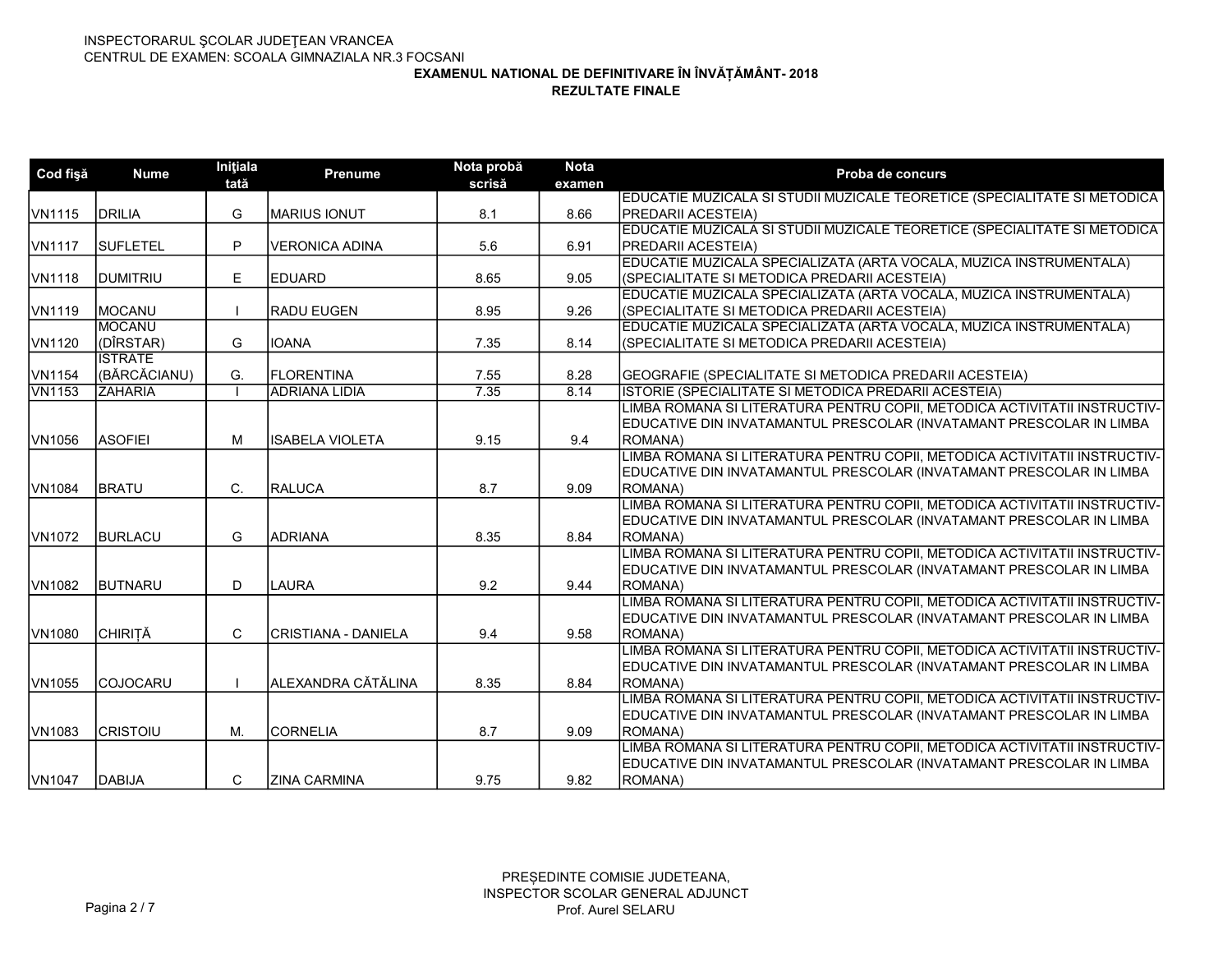INSPECTORARUL ŞCOLAR JUDEŢEAN VRANCEA
CENTRUL DE EXAMEN: SCOALA GIMNAZIALA NR.3 FOCSANI

**EXAMENUL NATIONAL DE DEFINITIVARE ÎN ÎNVĂȚĂMÂNT- 2018**
**REZULTATE FINALE**

| Cod fişă | Nume | Iniţiala tată | Prenume | Nota probă scrisă | Nota examen | Proba de concurs |
|---|---|---|---|---|---|---|
| VN1115 | DRILIA | G | MARIUS IONUT | 8.1 | 8.66 | EDUCATIE MUZICALA SI STUDII MUZICALE TEORETICE (SPECIALITATE SI METODICA PREDARII ACESTEIA) |
| VN1117 | SUFLETEL | P | VERONICA ADINA | 5.6 | 6.91 | EDUCATIE MUZICALA SI STUDII MUZICALE TEORETICE (SPECIALITATE SI METODICA PREDARII ACESTEIA) |
| VN1118 | DUMITRIU | E | EDUARD | 8.65 | 9.05 | EDUCATIE MUZICALA SPECIALIZATA (ARTA VOCALA, MUZICA INSTRUMENTALA) (SPECIALITATE SI METODICA PREDARII ACESTEIA) |
| VN1119 | MOCANU | I | RADU EUGEN | 8.95 | 9.26 | EDUCATIE MUZICALA SPECIALIZATA (ARTA VOCALA, MUZICA INSTRUMENTALA) (SPECIALITATE SI METODICA PREDARII ACESTEIA) |
| VN1120 | MOCANU (DÎRSTAR) | G | IOANA | 7.35 | 8.14 | EDUCATIE MUZICALA SPECIALIZATA (ARTA VOCALA, MUZICA INSTRUMENTALA) (SPECIALITATE SI METODICA PREDARII ACESTEIA) |
| VN1154 | ISTRATE (BĂRCĂCIANU) | G. | FLORENTINA | 7.55 | 8.28 | GEOGRAFIE (SPECIALITATE SI METODICA PREDARII ACESTEIA) |
| VN1153 | ZAHARIA | I | ADRIANA LIDIA | 7.35 | 8.14 | ISTORIE (SPECIALITATE SI METODICA PREDARII ACESTEIA) |
| VN1056 | ASOFIEI | M | ISABELA VIOLETA | 9.15 | 9.4 | LIMBA ROMANA SI LITERATURA PENTRU COPII, METODICA ACTIVITATII INSTRUCTIV-EDUCATIVE DIN INVATAMANTUL PRESCOLAR (INVATAMANT PRESCOLAR IN LIMBA ROMANA) |
| VN1084 | BRATU | C. | RALUCA | 8.7 | 9.09 | LIMBA ROMANA SI LITERATURA PENTRU COPII, METODICA ACTIVITATII INSTRUCTIV-EDUCATIVE DIN INVATAMANTUL PRESCOLAR (INVATAMANT PRESCOLAR IN LIMBA ROMANA) |
| VN1072 | BURLACU | G | ADRIANA | 8.35 | 8.84 | LIMBA ROMANA SI LITERATURA PENTRU COPII, METODICA ACTIVITATII INSTRUCTIV-EDUCATIVE DIN INVATAMANTUL PRESCOLAR (INVATAMANT PRESCOLAR IN LIMBA ROMANA) |
| VN1082 | BUTNARU | D | LAURA | 9.2 | 9.44 | LIMBA ROMANA SI LITERATURA PENTRU COPII, METODICA ACTIVITATII INSTRUCTIV-EDUCATIVE DIN INVATAMANTUL PRESCOLAR (INVATAMANT PRESCOLAR IN LIMBA ROMANA) |
| VN1080 | CHIRIȚĂ | C | CRISTIANA - DANIELA | 9.4 | 9.58 | LIMBA ROMANA SI LITERATURA PENTRU COPII, METODICA ACTIVITATII INSTRUCTIV-EDUCATIVE DIN INVATAMANTUL PRESCOLAR (INVATAMANT PRESCOLAR IN LIMBA ROMANA) |
| VN1055 | COJOCARU | I | ALEXANDRA CĂTĂLINA | 8.35 | 8.84 | LIMBA ROMANA SI LITERATURA PENTRU COPII, METODICA ACTIVITATII INSTRUCTIV-EDUCATIVE DIN INVATAMANTUL PRESCOLAR (INVATAMANT PRESCOLAR IN LIMBA ROMANA) |
| VN1083 | CRISTOIU | M. | CORNELIA | 8.7 | 9.09 | LIMBA ROMANA SI LITERATURA PENTRU COPII, METODICA ACTIVITATII INSTRUCTIV-EDUCATIVE DIN INVATAMANTUL PRESCOLAR (INVATAMANT PRESCOLAR IN LIMBA ROMANA) |
| VN1047 | DABIJA | C | ZINA CARMINA | 9.75 | 9.82 | LIMBA ROMANA SI LITERATURA PENTRU COPII, METODICA ACTIVITATII INSTRUCTIV-EDUCATIVE DIN INVATAMANTUL PRESCOLAR (INVATAMANT PRESCOLAR IN LIMBA ROMANA) |

PREȘEDINTE COMISIE JUDETEANA,
INSPECTOR SCOLAR GENERAL ADJUNCT
Prof. Aurel SELARU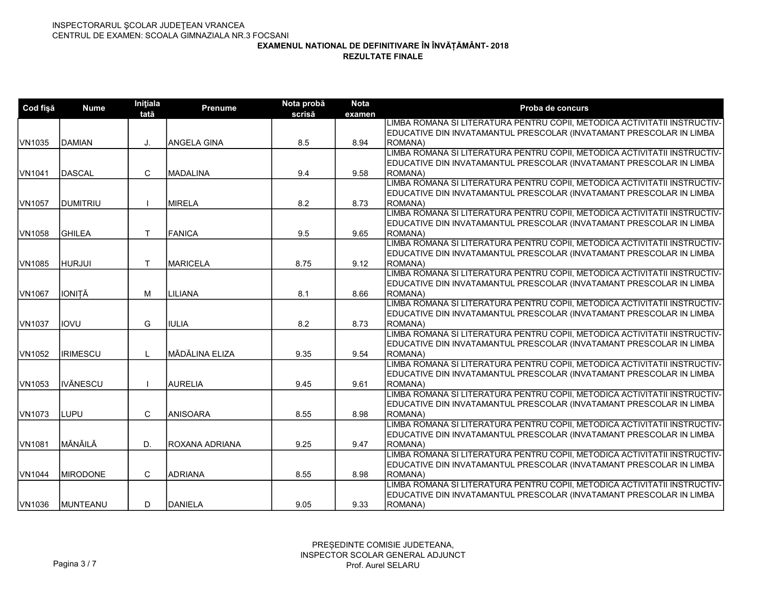INSPECTORARUL ŞCOLAR JUDEŢEAN VRANCEA
CENTRUL DE EXAMEN: SCOALA GIMNAZIALA NR.3 FOCSANI

**EXAMENUL NATIONAL DE DEFINITIVARE ÎN ÎNVĂȚĂMÂNT- 2018**
**REZULTATE FINALE**

| Cod fişă | Nume | Iniţiala tată | Prenume | Nota probă scrisă | Nota examen | Proba de concurs |
|---|---|---|---|---|---|---|
| VN1035 | DAMIAN | J. | ANGELA GINA | 8.5 | 8.94 | LIMBA ROMANA SI LITERATURA PENTRU COPII, METODICA ACTIVITATII INSTRUCTIV-EDUCATIVE DIN INVATAMANTUL PRESCOLAR (INVATAMANT PRESCOLAR IN LIMBA ROMANA) |
| VN1041 | DASCAL | C | MADALINA | 9.4 | 9.58 | LIMBA ROMANA SI LITERATURA PENTRU COPII, METODICA ACTIVITATII INSTRUCTIV-EDUCATIVE DIN INVATAMANTUL PRESCOLAR (INVATAMANT PRESCOLAR IN LIMBA ROMANA) |
| VN1057 | DUMITRIU | I | MIRELA | 8.2 | 8.73 | LIMBA ROMANA SI LITERATURA PENTRU COPII, METODICA ACTIVITATII INSTRUCTIV-EDUCATIVE DIN INVATAMANTUL PRESCOLAR (INVATAMANT PRESCOLAR IN LIMBA ROMANA) |
| VN1058 | GHILEA | T | FANICA | 9.5 | 9.65 | LIMBA ROMANA SI LITERATURA PENTRU COPII, METODICA ACTIVITATII INSTRUCTIV-EDUCATIVE DIN INVATAMANTUL PRESCOLAR (INVATAMANT PRESCOLAR IN LIMBA ROMANA) |
| VN1085 | HURJUI | T | MARICELA | 8.75 | 9.12 | LIMBA ROMANA SI LITERATURA PENTRU COPII, METODICA ACTIVITATII INSTRUCTIV-EDUCATIVE DIN INVATAMANTUL PRESCOLAR (INVATAMANT PRESCOLAR IN LIMBA ROMANA) |
| VN1067 | IONIȚĂ | M | LILIANA | 8.1 | 8.66 | LIMBA ROMANA SI LITERATURA PENTRU COPII, METODICA ACTIVITATII INSTRUCTIV-EDUCATIVE DIN INVATAMANTUL PRESCOLAR (INVATAMANT PRESCOLAR IN LIMBA ROMANA) |
| VN1037 | IOVU | G | IULIA | 8.2 | 8.73 | LIMBA ROMANA SI LITERATURA PENTRU COPII, METODICA ACTIVITATII INSTRUCTIV-EDUCATIVE DIN INVATAMANTUL PRESCOLAR (INVATAMANT PRESCOLAR IN LIMBA ROMANA) |
| VN1052 | IRIMESCU | L | MĂDĂLINA ELIZA | 9.35 | 9.54 | LIMBA ROMANA SI LITERATURA PENTRU COPII, METODICA ACTIVITATII INSTRUCTIV-EDUCATIVE DIN INVATAMANTUL PRESCOLAR (INVATAMANT PRESCOLAR IN LIMBA ROMANA) |
| VN1053 | IVĂNESCU | I | AURELIA | 9.45 | 9.61 | LIMBA ROMANA SI LITERATURA PENTRU COPII, METODICA ACTIVITATII INSTRUCTIV-EDUCATIVE DIN INVATAMANTUL PRESCOLAR (INVATAMANT PRESCOLAR IN LIMBA ROMANA) |
| VN1073 | LUPU | C | ANISOARA | 8.55 | 8.98 | LIMBA ROMANA SI LITERATURA PENTRU COPII, METODICA ACTIVITATII INSTRUCTIV-EDUCATIVE DIN INVATAMANTUL PRESCOLAR (INVATAMANT PRESCOLAR IN LIMBA ROMANA) |
| VN1081 | MĂNĂILĂ | D. | ROXANA ADRIANA | 9.25 | 9.47 | LIMBA ROMANA SI LITERATURA PENTRU COPII, METODICA ACTIVITATII INSTRUCTIV-EDUCATIVE DIN INVATAMANTUL PRESCOLAR (INVATAMANT PRESCOLAR IN LIMBA ROMANA) |
| VN1044 | MIRODONE | C | ADRIANA | 8.55 | 8.98 | LIMBA ROMANA SI LITERATURA PENTRU COPII, METODICA ACTIVITATII INSTRUCTIV-EDUCATIVE DIN INVATAMANTUL PRESCOLAR (INVATAMANT PRESCOLAR IN LIMBA ROMANA) |
| VN1036 | MUNTEANU | D | DANIELA | 9.05 | 9.33 | LIMBA ROMANA SI LITERATURA PENTRU COPII, METODICA ACTIVITATII INSTRUCTIV-EDUCATIVE DIN INVATAMANTUL PRESCOLAR (INVATAMANT PRESCOLAR IN LIMBA ROMANA) |

PREȘEDINTE COMISIE JUDETEANA,
INSPECTOR SCOLAR GENERAL ADJUNCT
Prof. Aurel SELARU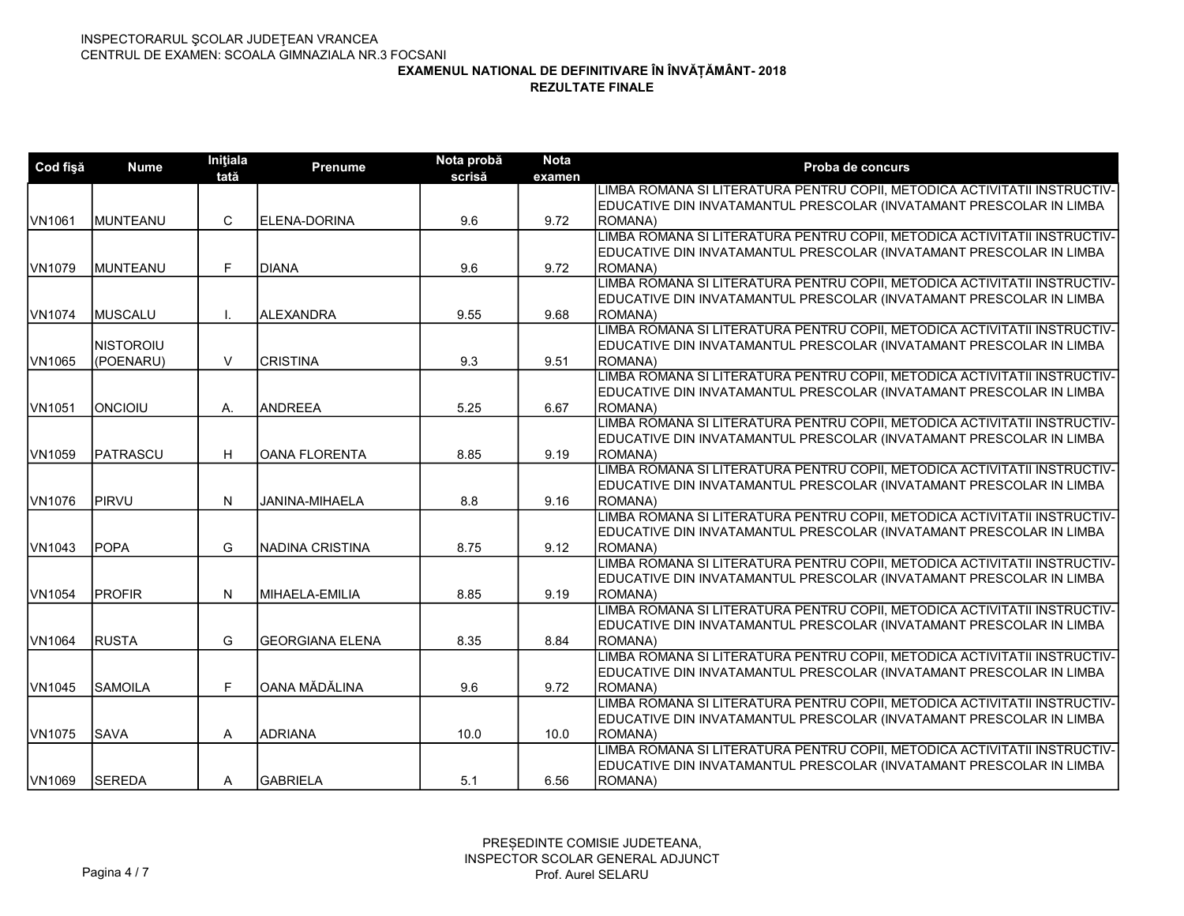INSPECTORARUL ŞCOLAR JUDEŢEAN VRANCEA
CENTRUL DE EXAMEN: SCOALA GIMNAZIALA NR.3 FOCSANI

**EXAMENUL NATIONAL DE DEFINITIVARE ÎN ÎNVĂȚĂMÂNT- 2018**
**REZULTATE FINALE**

| Cod fişă | Nume | Iniţiala tată | Prenume | Nota probă scrisă | Nota examen | Proba de concurs |
|---|---|---|---|---|---|---|
| VN1061 | MUNTEANU | C | ELENA-DORINA | 9.6 | 9.72 | LIMBA ROMANA SI LITERATURA PENTRU COPII, METODICA ACTIVITATII INSTRUCTIV-EDUCATIVE DIN INVATAMANTUL PRESCOLAR (INVATAMANT PRESCOLAR IN LIMBA ROMANA) |
| VN1079 | MUNTEANU | F | DIANA | 9.6 | 9.72 | LIMBA ROMANA SI LITERATURA PENTRU COPII, METODICA ACTIVITATII INSTRUCTIV-EDUCATIVE DIN INVATAMANTUL PRESCOLAR (INVATAMANT PRESCOLAR IN LIMBA ROMANA) |
| VN1074 | MUSCALU | I. | ALEXANDRA | 9.55 | 9.68 | LIMBA ROMANA SI LITERATURA PENTRU COPII, METODICA ACTIVITATII INSTRUCTIV-EDUCATIVE DIN INVATAMANTUL PRESCOLAR (INVATAMANT PRESCOLAR IN LIMBA ROMANA) |
| VN1065 | NISTOROIU (POENARU) | V | CRISTINA | 9.3 | 9.51 | LIMBA ROMANA SI LITERATURA PENTRU COPII, METODICA ACTIVITATII INSTRUCTIV-EDUCATIVE DIN INVATAMANTUL PRESCOLAR (INVATAMANT PRESCOLAR IN LIMBA ROMANA) |
| VN1051 | ONCIOIU | A. | ANDREEA | 5.25 | 6.67 | LIMBA ROMANA SI LITERATURA PENTRU COPII, METODICA ACTIVITATII INSTRUCTIV-EDUCATIVE DIN INVATAMANTUL PRESCOLAR (INVATAMANT PRESCOLAR IN LIMBA ROMANA) |
| VN1059 | PATRASCU | H | OANA FLORENTA | 8.85 | 9.19 | LIMBA ROMANA SI LITERATURA PENTRU COPII, METODICA ACTIVITATII INSTRUCTIV-EDUCATIVE DIN INVATAMANTUL PRESCOLAR (INVATAMANT PRESCOLAR IN LIMBA ROMANA) |
| VN1076 | PIRVU | N | JANINA-MIHAELA | 8.8 | 9.16 | LIMBA ROMANA SI LITERATURA PENTRU COPII, METODICA ACTIVITATII INSTRUCTIV-EDUCATIVE DIN INVATAMANTUL PRESCOLAR (INVATAMANT PRESCOLAR IN LIMBA ROMANA) |
| VN1043 | POPA | G | NADINA CRISTINA | 8.75 | 9.12 | LIMBA ROMANA SI LITERATURA PENTRU COPII, METODICA ACTIVITATII INSTRUCTIV-EDUCATIVE DIN INVATAMANTUL PRESCOLAR (INVATAMANT PRESCOLAR IN LIMBA ROMANA) |
| VN1054 | PROFIR | N | MIHAELA-EMILIA | 8.85 | 9.19 | LIMBA ROMANA SI LITERATURA PENTRU COPII, METODICA ACTIVITATII INSTRUCTIV-EDUCATIVE DIN INVATAMANTUL PRESCOLAR (INVATAMANT PRESCOLAR IN LIMBA ROMANA) |
| VN1064 | RUSTA | G | GEORGIANA ELENA | 8.35 | 8.84 | LIMBA ROMANA SI LITERATURA PENTRU COPII, METODICA ACTIVITATII INSTRUCTIV-EDUCATIVE DIN INVATAMANTUL PRESCOLAR (INVATAMANT PRESCOLAR IN LIMBA ROMANA) |
| VN1045 | SAMOILA | F | OANA MĂDĂLINA | 9.6 | 9.72 | LIMBA ROMANA SI LITERATURA PENTRU COPII, METODICA ACTIVITATII INSTRUCTIV-EDUCATIVE DIN INVATAMANTUL PRESCOLAR (INVATAMANT PRESCOLAR IN LIMBA ROMANA) |
| VN1075 | SAVA | A | ADRIANA | 10.0 | 10.0 | LIMBA ROMANA SI LITERATURA PENTRU COPII, METODICA ACTIVITATII INSTRUCTIV-EDUCATIVE DIN INVATAMANTUL PRESCOLAR (INVATAMANT PRESCOLAR IN LIMBA ROMANA) |
| VN1069 | SEREDA | A | GABRIELA | 5.1 | 6.56 | LIMBA ROMANA SI LITERATURA PENTRU COPII, METODICA ACTIVITATII INSTRUCTIV-EDUCATIVE DIN INVATAMANTUL PRESCOLAR (INVATAMANT PRESCOLAR IN LIMBA ROMANA) |

PREȘEDINTE COMISIE JUDETEANA,
INSPECTOR SCOLAR GENERAL ADJUNCT
Prof. Aurel SELARU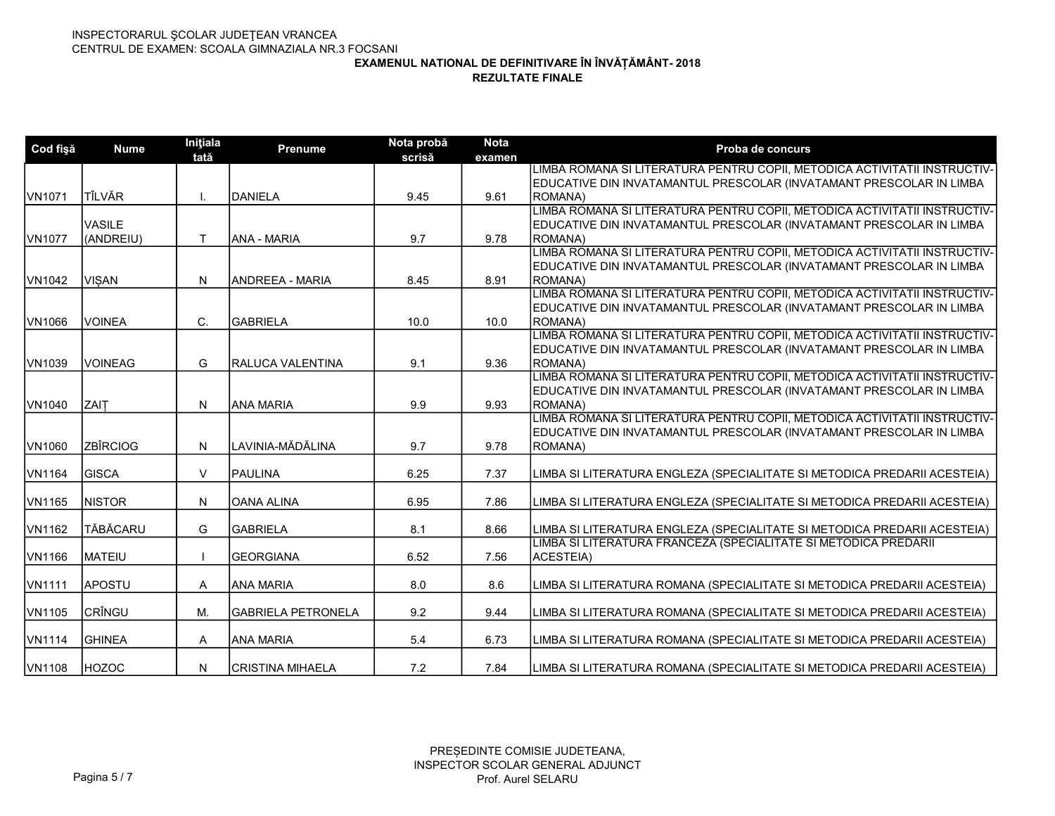INSPECTORARUL ŞCOLAR JUDEŢEAN VRANCEA
CENTRUL DE EXAMEN: SCOALA GIMNAZIALA NR.3 FOCSANI

**EXAMENUL NATIONAL DE DEFINITIVARE ÎN ÎNVĂȚĂMÂNT- 2018**
**REZULTATE FINALE**

| Cod fişă | Nume | Iniţiala tată | Prenume | Nota probă scrisă | Nota examen | Proba de concurs |
|---|---|---|---|---|---|---|
| VN1071 | TÎLVĂR | I. | DANIELA | 9.45 | 9.61 | LIMBA ROMANA SI LITERATURA PENTRU COPII, METODICA ACTIVITATII INSTRUCTIV-EDUCATIVE DIN INVATAMANTUL PRESCOLAR (INVATAMANT PRESCOLAR IN LIMBA ROMANA) |
| VN1077 | VASILE (ANDREIU) | T | ANA - MARIA | 9.7 | 9.78 | LIMBA ROMANA SI LITERATURA PENTRU COPII, METODICA ACTIVITATII INSTRUCTIV-EDUCATIVE DIN INVATAMANTUL PRESCOLAR (INVATAMANT PRESCOLAR IN LIMBA ROMANA) |
| VN1042 | VIȘAN | N | ANDREEA - MARIA | 8.45 | 8.91 | LIMBA ROMANA SI LITERATURA PENTRU COPII, METODICA ACTIVITATII INSTRUCTIV-EDUCATIVE DIN INVATAMANTUL PRESCOLAR (INVATAMANT PRESCOLAR IN LIMBA ROMANA) |
| VN1066 | VOINEA | C. | GABRIELA | 10.0 | 10.0 | LIMBA ROMANA SI LITERATURA PENTRU COPII, METODICA ACTIVITATII INSTRUCTIV-EDUCATIVE DIN INVATAMANTUL PRESCOLAR (INVATAMANT PRESCOLAR IN LIMBA ROMANA) |
| VN1039 | VOINEAG | G | RALUCA VALENTINA | 9.1 | 9.36 | LIMBA ROMANA SI LITERATURA PENTRU COPII, METODICA ACTIVITATII INSTRUCTIV-EDUCATIVE DIN INVATAMANTUL PRESCOLAR (INVATAMANT PRESCOLAR IN LIMBA ROMANA) |
| VN1040 | ZAIȚ | N | ANA MARIA | 9.9 | 9.93 | LIMBA ROMANA SI LITERATURA PENTRU COPII, METODICA ACTIVITATII INSTRUCTIV-EDUCATIVE DIN INVATAMANTUL PRESCOLAR (INVATAMANT PRESCOLAR IN LIMBA ROMANA) |
| VN1060 | ZBÎRCIOG | N | LAVINIA-MĂDĂLINA | 9.7 | 9.78 | LIMBA ROMANA SI LITERATURA PENTRU COPII, METODICA ACTIVITATII INSTRUCTIV-EDUCATIVE DIN INVATAMANTUL PRESCOLAR (INVATAMANT PRESCOLAR IN LIMBA ROMANA) |
| VN1164 | GISCA | V | PAULINA | 6.25 | 7.37 | LIMBA SI LITERATURA ENGLEZA (SPECIALITATE SI METODICA PREDARII ACESTEIA) |
| VN1165 | NISTOR | N | OANA ALINA | 6.95 | 7.86 | LIMBA SI LITERATURA ENGLEZA (SPECIALITATE SI METODICA PREDARII ACESTEIA) |
| VN1162 | TĂBĂCARU | G | GABRIELA | 8.1 | 8.66 | LIMBA SI LITERATURA ENGLEZA (SPECIALITATE SI METODICA PREDARII ACESTEIA) |
| VN1166 | MATEIU | I | GEORGIANA | 6.52 | 7.56 | LIMBA SI LITERATURA FRANCEZA (SPECIALITATE SI METODICA PREDARII ACESTEIA) |
| VN1111 | APOSTU | A | ANA MARIA | 8.0 | 8.6 | LIMBA SI LITERATURA ROMANA (SPECIALITATE SI METODICA PREDARII ACESTEIA) |
| VN1105 | CRÎNGU | M. | GABRIELA PETRONELA | 9.2 | 9.44 | LIMBA SI LITERATURA ROMANA (SPECIALITATE SI METODICA PREDARII ACESTEIA) |
| VN1114 | GHINEA | A | ANA MARIA | 5.4 | 6.73 | LIMBA SI LITERATURA ROMANA (SPECIALITATE SI METODICA PREDARII ACESTEIA) |
| VN1108 | HOZOC | N | CRISTINA MIHAELA | 7.2 | 7.84 | LIMBA SI LITERATURA ROMANA (SPECIALITATE SI METODICA PREDARII ACESTEIA) |

PREȘEDINTE COMISIE JUDETEANA,
INSPECTOR SCOLAR GENERAL ADJUNCT
Prof. Aurel SELARU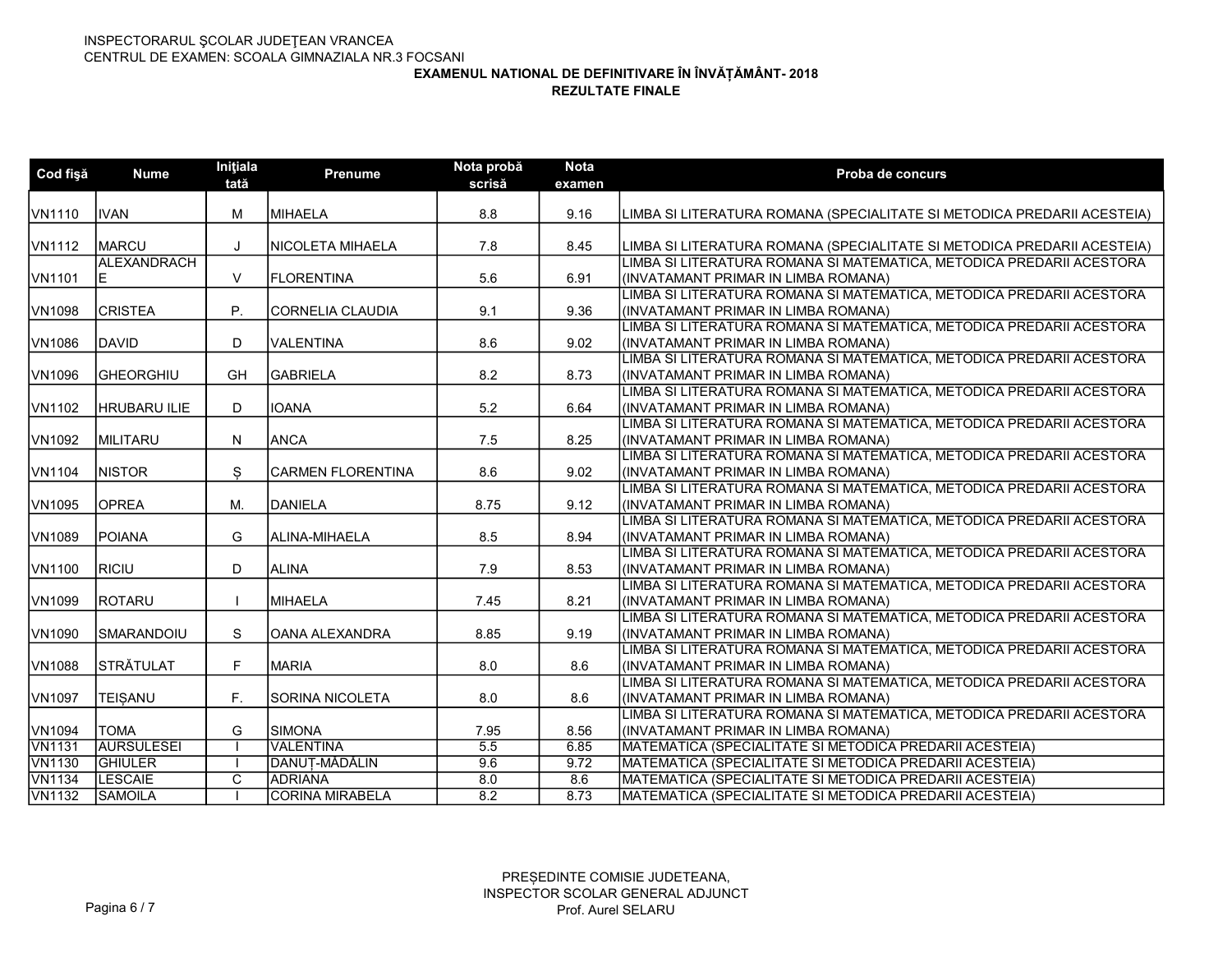INSPECTORARUL ŞCOLAR JUDEŢEAN VRANCEA
CENTRUL DE EXAMEN: SCOALA GIMNAZIALA NR.3 FOCSANI

**EXAMENUL NATIONAL DE DEFINITIVARE ÎN ÎNVĂȚĂMÂNT- 2018**
**REZULTATE FINALE**

| Cod fişă | Nume | Iniţiala tată | Prenume | Nota probă scrisă | Nota examen | Proba de concurs |
|---|---|---|---|---|---|---|
| VN1110 | IVAN | M | MIHAELA | 8.8 | 9.16 | LIMBA SI LITERATURA ROMANA (SPECIALITATE SI METODICA PREDARII ACESTEIA) |
| VN1112 | MARCU | J | NICOLETA MIHAELA | 7.8 | 8.45 | LIMBA SI LITERATURA ROMANA (SPECIALITATE SI METODICA PREDARII ACESTEIA) |
| VN1101 | ALEXANDRACHE | V | FLORENTINA | 5.6 | 6.91 | LIMBA SI LITERATURA ROMANA SI MATEMATICA, METODICA PREDARII ACESTORA (INVATAMANT PRIMAR IN LIMBA ROMANA) |
| VN1098 | CRISTEA | P. | CORNELIA CLAUDIA | 9.1 | 9.36 | LIMBA SI LITERATURA ROMANA SI MATEMATICA, METODICA PREDARII ACESTORA (INVATAMANT PRIMAR IN LIMBA ROMANA) |
| VN1086 | DAVID | D | VALENTINA | 8.6 | 9.02 | LIMBA SI LITERATURA ROMANA SI MATEMATICA, METODICA PREDARII ACESTORA (INVATAMANT PRIMAR IN LIMBA ROMANA) |
| VN1096 | GHEORGHIU | GH | GABRIELA | 8.2 | 8.73 | LIMBA SI LITERATURA ROMANA SI MATEMATICA, METODICA PREDARII ACESTORA (INVATAMANT PRIMAR IN LIMBA ROMANA) |
| VN1102 | HRUBARU ILIE | D | IOANA | 5.2 | 6.64 | LIMBA SI LITERATURA ROMANA SI MATEMATICA, METODICA PREDARII ACESTORA (INVATAMANT PRIMAR IN LIMBA ROMANA) |
| VN1092 | MILITARU | N | ANCA | 7.5 | 8.25 | LIMBA SI LITERATURA ROMANA SI MATEMATICA, METODICA PREDARII ACESTORA (INVATAMANT PRIMAR IN LIMBA ROMANA) |
| VN1104 | NISTOR | Ș | CARMEN FLORENTINA | 8.6 | 9.02 | LIMBA SI LITERATURA ROMANA SI MATEMATICA, METODICA PREDARII ACESTORA (INVATAMANT PRIMAR IN LIMBA ROMANA) |
| VN1095 | OPREA | M. | DANIELA | 8.75 | 9.12 | LIMBA SI LITERATURA ROMANA SI MATEMATICA, METODICA PREDARII ACESTORA (INVATAMANT PRIMAR IN LIMBA ROMANA) |
| VN1089 | POIANA | G | ALINA-MIHAELA | 8.5 | 8.94 | LIMBA SI LITERATURA ROMANA SI MATEMATICA, METODICA PREDARII ACESTORA (INVATAMANT PRIMAR IN LIMBA ROMANA) |
| VN1100 | RICIU | D | ALINA | 7.9 | 8.53 | LIMBA SI LITERATURA ROMANA SI MATEMATICA, METODICA PREDARII ACESTORA (INVATAMANT PRIMAR IN LIMBA ROMANA) |
| VN1099 | ROTARU | I | MIHAELA | 7.45 | 8.21 | LIMBA SI LITERATURA ROMANA SI MATEMATICA, METODICA PREDARII ACESTORA (INVATAMANT PRIMAR IN LIMBA ROMANA) |
| VN1090 | SMARANDOIU | S | OANA ALEXANDRA | 8.85 | 9.19 | LIMBA SI LITERATURA ROMANA SI MATEMATICA, METODICA PREDARII ACESTORA (INVATAMANT PRIMAR IN LIMBA ROMANA) |
| VN1088 | STRĂTULAT | F | MARIA | 8.0 | 8.6 | LIMBA SI LITERATURA ROMANA SI MATEMATICA, METODICA PREDARII ACESTORA (INVATAMANT PRIMAR IN LIMBA ROMANA) |
| VN1097 | TEIȘANU | F. | SORINA NICOLETA | 8.0 | 8.6 | LIMBA SI LITERATURA ROMANA SI MATEMATICA, METODICA PREDARII ACESTORA (INVATAMANT PRIMAR IN LIMBA ROMANA) |
| VN1094 | TOMA | G | SIMONA | 7.95 | 8.56 | LIMBA SI LITERATURA ROMANA SI MATEMATICA, METODICA PREDARII ACESTORA (INVATAMANT PRIMAR IN LIMBA ROMANA) |
| VN1131 | AURSULESEI | I | VALENTINA | 5.5 | 6.85 | MATEMATICA (SPECIALITATE SI METODICA PREDARII ACESTEIA) |
| VN1130 | GHIULER | I | DANUȚ-MĂDĂLIN | 9.6 | 9.72 | MATEMATICA (SPECIALITATE SI METODICA PREDARII ACESTEIA) |
| VN1134 | LESCAIE | C | ADRIANA | 8.0 | 8.6 | MATEMATICA (SPECIALITATE SI METODICA PREDARII ACESTEIA) |
| VN1132 | SAMOILA | I | CORINA MIRABELA | 8.2 | 8.73 | MATEMATICA (SPECIALITATE SI METODICA PREDARII ACESTEIA) |

PREȘEDINTE COMISIE JUDETEANA,
INSPECTOR SCOLAR GENERAL ADJUNCT
Prof. Aurel SELARU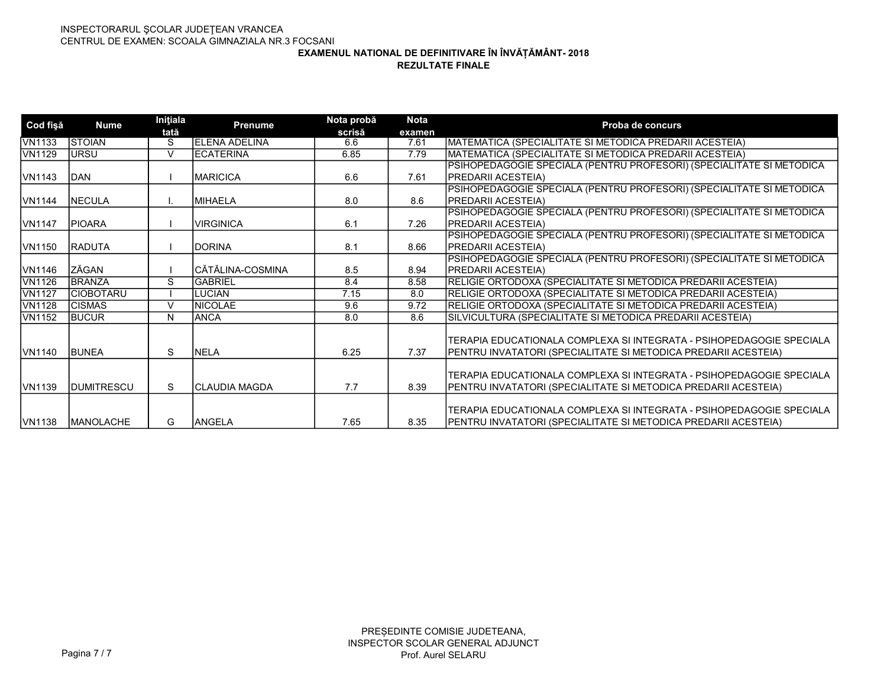INSPECTORARUL ŞCOLAR JUDEŢEAN VRANCEA
CENTRUL DE EXAMEN: SCOALA GIMNAZIALA NR.3 FOCSANI

**EXAMENUL NATIONAL DE DEFINITIVARE ÎN ÎNVĂȚĂMÂNT- 2018**
**REZULTATE FINALE**

| Cod fişă | Nume | Iniţiala tată | Prenume | Nota probă scrisă | Nota examen | Proba de concurs |
|---|---|---|---|---|---|---|
| VN1133 | STOIAN | S | ELENA ADELINA | 6.6 | 7.61 | MATEMATICA (SPECIALITATE SI METODICA PREDARII ACESTEIA) |
| VN1129 | URSU | V | ECATERINA | 6.85 | 7.79 | MATEMATICA (SPECIALITATE SI METODICA PREDARII ACESTEIA) |
| VN1143 | DAN | I | MARICICA | 6.6 | 7.61 | PSIHOPEDAGOGIE SPECIALA (PENTRU PROFESORI) (SPECIALITATE SI METODICA PREDARII ACESTEIA) |
| VN1144 | NECULA | I. | MIHAELA | 8.0 | 8.6 | PSIHOPEDAGOGIE SPECIALA (PENTRU PROFESORI) (SPECIALITATE SI METODICA PREDARII ACESTEIA) |
| VN1147 | PIOARA | I | VIRGINICA | 6.1 | 7.26 | PSIHOPEDAGOGIE SPECIALA (PENTRU PROFESORI) (SPECIALITATE SI METODICA PREDARII ACESTEIA) |
| VN1150 | RADUTA | I | DORINA | 8.1 | 8.66 | PSIHOPEDAGOGIE SPECIALA (PENTRU PROFESORI) (SPECIALITATE SI METODICA PREDARII ACESTEIA) |
| VN1146 | ZĂGAN | I | CĂTĂLINA-COSMINA | 8.5 | 8.94 | PSIHOPEDAGOGIE SPECIALA (PENTRU PROFESORI) (SPECIALITATE SI METODICA PREDARII ACESTEIA) |
| VN1126 | BRANZA | S | GABRIEL | 8.4 | 8.58 | RELIGIE ORTODOXA (SPECIALITATE SI METODICA PREDARII ACESTEIA) |
| VN1127 | CIOBOTARU | I | LUCIAN | 7.15 | 8.0 | RELIGIE ORTODOXA (SPECIALITATE SI METODICA PREDARII ACESTEIA) |
| VN1128 | CISMAS | V | NICOLAE | 9.6 | 9.72 | RELIGIE ORTODOXA (SPECIALITATE SI METODICA PREDARII ACESTEIA) |
| VN1152 | BUCUR | N | ANCA | 8.0 | 8.6 | SILVICULTURA (SPECIALITATE SI METODICA PREDARII ACESTEIA) |
| VN1140 | BUNEA | S | NELA | 6.25 | 7.37 | TERAPIA EDUCATIONALA COMPLEXA SI INTEGRATA - PSIHOPEDAGOGIE SPECIALA PENTRU INVATATORI (SPECIALITATE SI METODICA PREDARII ACESTEIA) |
| VN1139 | DUMITRESCU | S | CLAUDIA MAGDA | 7.7 | 8.39 | TERAPIA EDUCATIONALA COMPLEXA SI INTEGRATA - PSIHOPEDAGOGIE SPECIALA PENTRU INVATATORI (SPECIALITATE SI METODICA PREDARII ACESTEIA) |
| VN1138 | MANOLACHE | G | ANGELA | 7.65 | 8.35 | TERAPIA EDUCATIONALA COMPLEXA SI INTEGRATA - PSIHOPEDAGOGIE SPECIALA PENTRU INVATATORI (SPECIALITATE SI METODICA PREDARII ACESTEIA) |

PREȘEDINTE COMISIE JUDETEANA,
INSPECTOR SCOLAR GENERAL ADJUNCT
Prof. Aurel SELARU